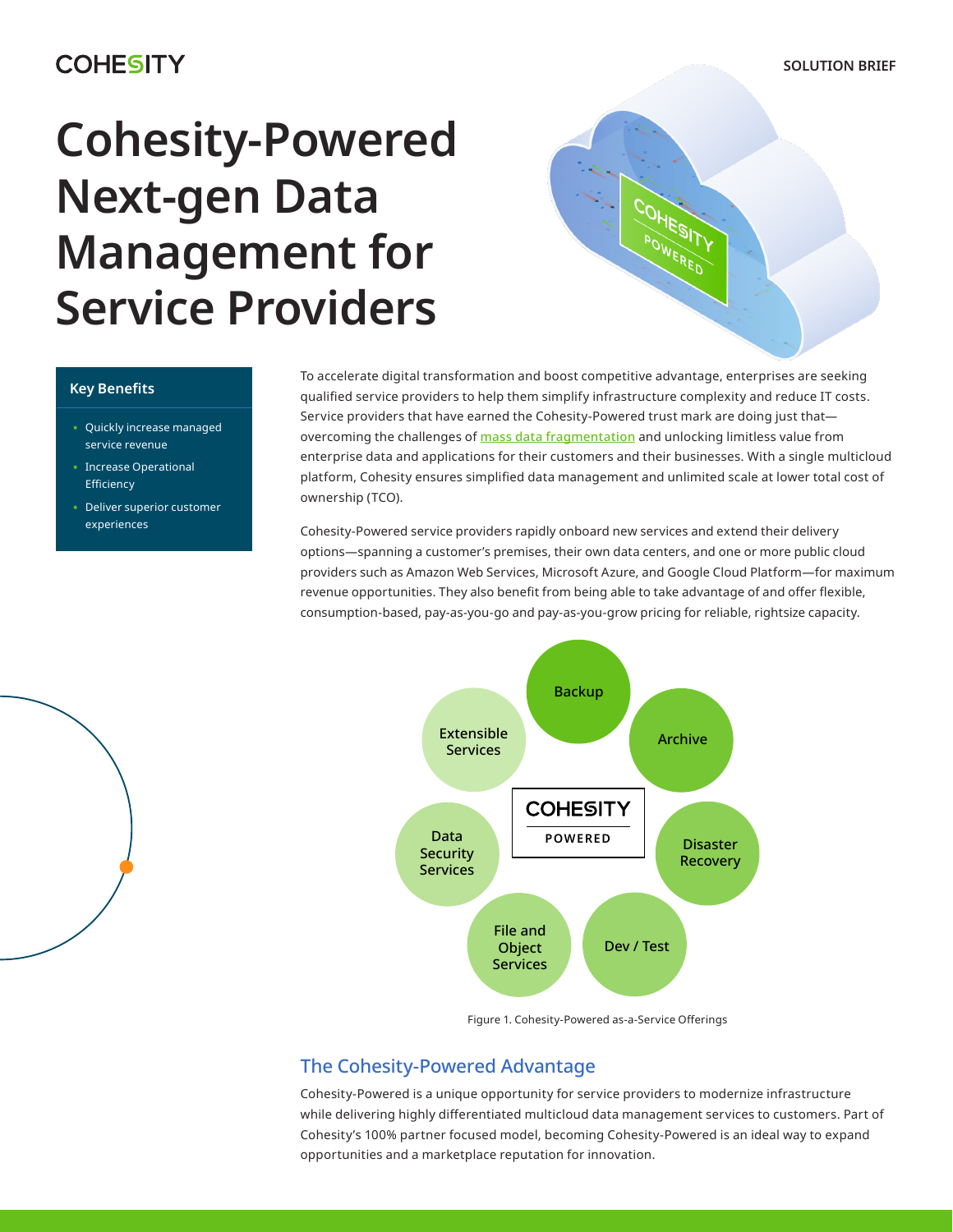SOLUTION BRIEF

# Cohesity-Powered Next-gen Data Management for Service Providers

**Key Benefits**

- Quickly increase managed service revenue
- Increase Operational Efficiency
- Deliver superior customer experiences

To accelerate digital transformation and boost competitive advantage, enterprises are seeking qualified service providers to help them simplify infrastructure complexity and reduce IT costs. Service providers that have earned the Cohesity-Powered trust mark are doing just that—overcoming the challenges of mass data fragmentation and unlocking limitless value from enterprise data and applications for their customers and their businesses. With a single multicloud platform, Cohesity ensures simplified data management and unlimited scale at lower total cost of ownership (TCO).

Cohesity-Powered service providers rapidly onboard new services and extend their delivery options—spanning a customer's premises, their own data centers, and one or more public cloud providers such as Amazon Web Services, Microsoft Azure, and Google Cloud Platform—for maximum revenue opportunities. They also benefit from being able to take advantage of and offer flexible, consumption-based, pay-as-you-go and pay-as-you-grow pricing for reliable, rightsize capacity.

COHESITY POWERED: Backup, Archive, Disaster Recovery, Dev / Test, File and Object Services, Data Security Services, Extensible Services

Figure 1. Cohesity-Powered as-a-Service Offerings

## The Cohesity-Powered Advantage

Cohesity-Powered is a unique opportunity for service providers to modernize infrastructure while delivering highly differentiated multicloud data management services to customers. Part of Cohesity's 100% partner focused model, becoming Cohesity-Powered is an ideal way to expand opportunities and a marketplace reputation for innovation.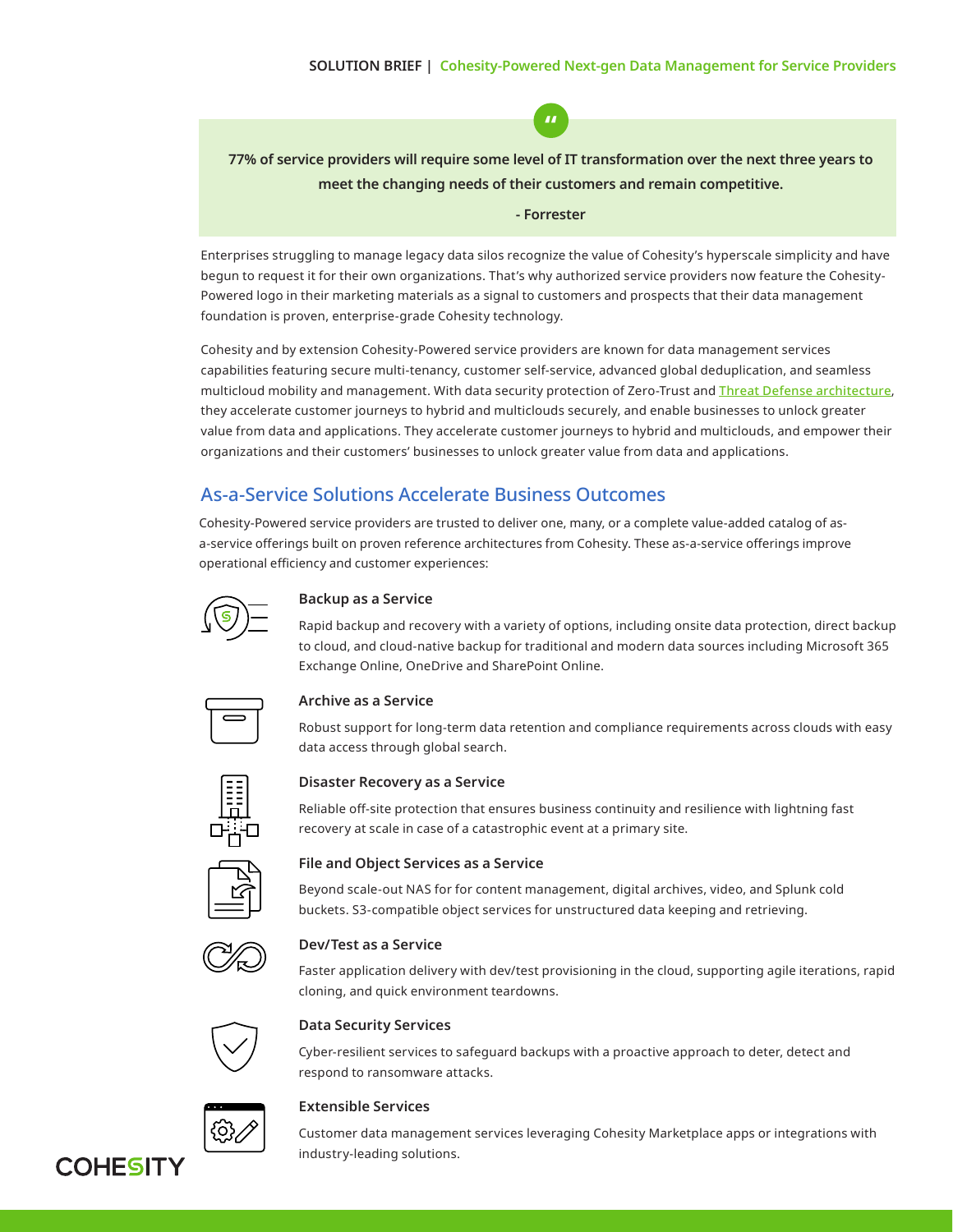> **77% of service providers will require some level of IT transformation over the next three years to meet the changing needs of their customers and remain competitive.**
>
> **- Forrester**

Enterprises struggling to manage legacy data silos recognize the value of Cohesity's hyperscale simplicity and have begun to request it for their own organizations. That's why authorized service providers now feature the Cohesity-Powered logo in their marketing materials as a signal to customers and prospects that their data management foundation is proven, enterprise-grade Cohesity technology.

Cohesity and by extension Cohesity-Powered service providers are known for data management services capabilities featuring secure multi-tenancy, customer self-service, advanced global deduplication, and seamless multicloud mobility and management. With data security protection of Zero-Trust and Threat Defense architecture, they accelerate customer journeys to hybrid and multiclouds securely, and enable businesses to unlock greater value from data and applications. They accelerate customer journeys to hybrid and multiclouds, and empower their organizations and their customers' businesses to unlock greater value from data and applications.

## As-a-Service Solutions Accelerate Business Outcomes

Cohesity-Powered service providers are trusted to deliver one, many, or a complete value-added catalog of as-a-service offerings built on proven reference architectures from Cohesity. These as-a-service offerings improve operational efficiency and customer experiences:

### Backup as a Service

Rapid backup and recovery with a variety of options, including onsite data protection, direct backup to cloud, and cloud-native backup for traditional and modern data sources including Microsoft 365 Exchange Online, OneDrive and SharePoint Online.

### Archive as a Service

Robust support for long-term data retention and compliance requirements across clouds with easy data access through global search.

### Disaster Recovery as a Service

Reliable off-site protection that ensures business continuity and resilience with lightning fast recovery at scale in case of a catastrophic event at a primary site.

### File and Object Services as a Service

Beyond scale-out NAS for for content management, digital archives, video, and Splunk cold buckets. S3-compatible object services for unstructured data keeping and retrieving.

### Dev/Test as a Service

Faster application delivery with dev/test provisioning in the cloud, supporting agile iterations, rapid cloning, and quick environment teardowns.

### Data Security Services

Cyber-resilient services to safeguard backups with a proactive approach to deter, detect and respond to ransomware attacks.

### Extensible Services

Customer data management services leveraging Cohesity Marketplace apps or integrations with industry-leading solutions.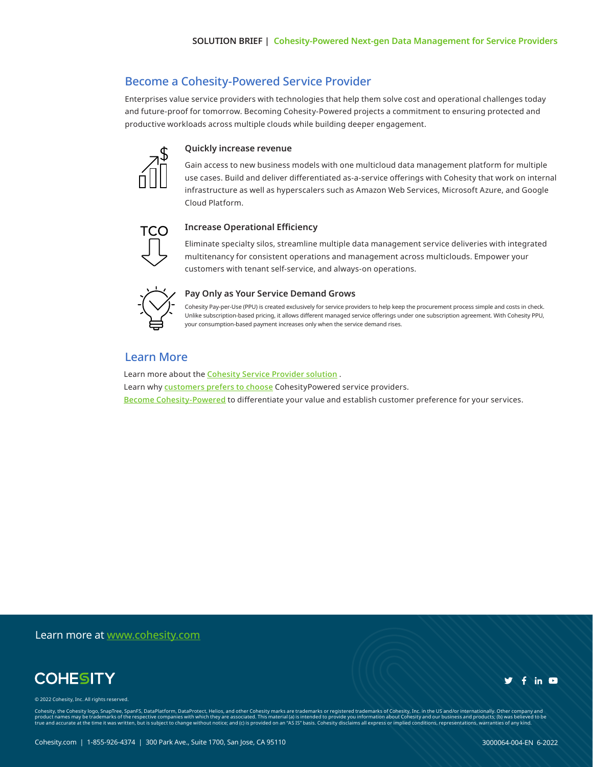## Become a Cohesity-Powered Service Provider

Enterprises value service providers with technologies that help them solve cost and operational challenges today and future-proof for tomorrow. Becoming Cohesity-Powered projects a commitment to ensuring protected and productive workloads across multiple clouds while building deeper engagement.

### Quickly increase revenue

Gain access to new business models with one multicloud data management platform for multiple use cases. Build and deliver differentiated as-a-service offerings with Cohesity that work on internal infrastructure as well as hyperscalers such as Amazon Web Services, Microsoft Azure, and Google Cloud Platform.

### Increase Operational Efficiency

Eliminate specialty silos, streamline multiple data management service deliveries with integrated multitenancy for consistent operations and management across multiclouds. Empower your customers with tenant self-service, and always-on operations.

### Pay Only as Your Service Demand Grows

Cohesity Pay-per-Use (PPU) is created exclusively for service providers to help keep the procurement process simple and costs in check. Unlike subscription-based pricing, it allows different managed service offerings under one subscription agreement. With Cohesity PPU, your consumption-based payment increases only when the service demand rises.

## Learn More

Learn more about the Cohesity Service Provider solution .
Learn why customers prefers to choose CohesityPowered service providers.
Become Cohesity-Powered to differentiate your value and establish customer preference for your services.

Learn more at www.cohesity.com

COHESITY

© 2022 Cohesity, Inc. All rights reserved.

Cohesity, the Cohesity logo, SnapTree, SpanFS, DataPlatform, DataProtect, Helios, and other Cohesity marks are trademarks or registered trademarks of Cohesity, Inc. in the US and/or internationally. Other company and product names may be trademarks of the respective companies with which they are associated. This material (a) is intended to provide you information about Cohesity and our business and products; (b) was believed to be true and accurate at the time it was written, but is subject to change without notice; and (c) is provided on an "AS IS" basis. Cohesity disclaims all express or implied conditions, representations, warranties of any kind.

Cohesity.com | 1-855-926-4374 | 300 Park Ave., Suite 1700, San Jose, CA 95110

3000064-004-EN 6-2022